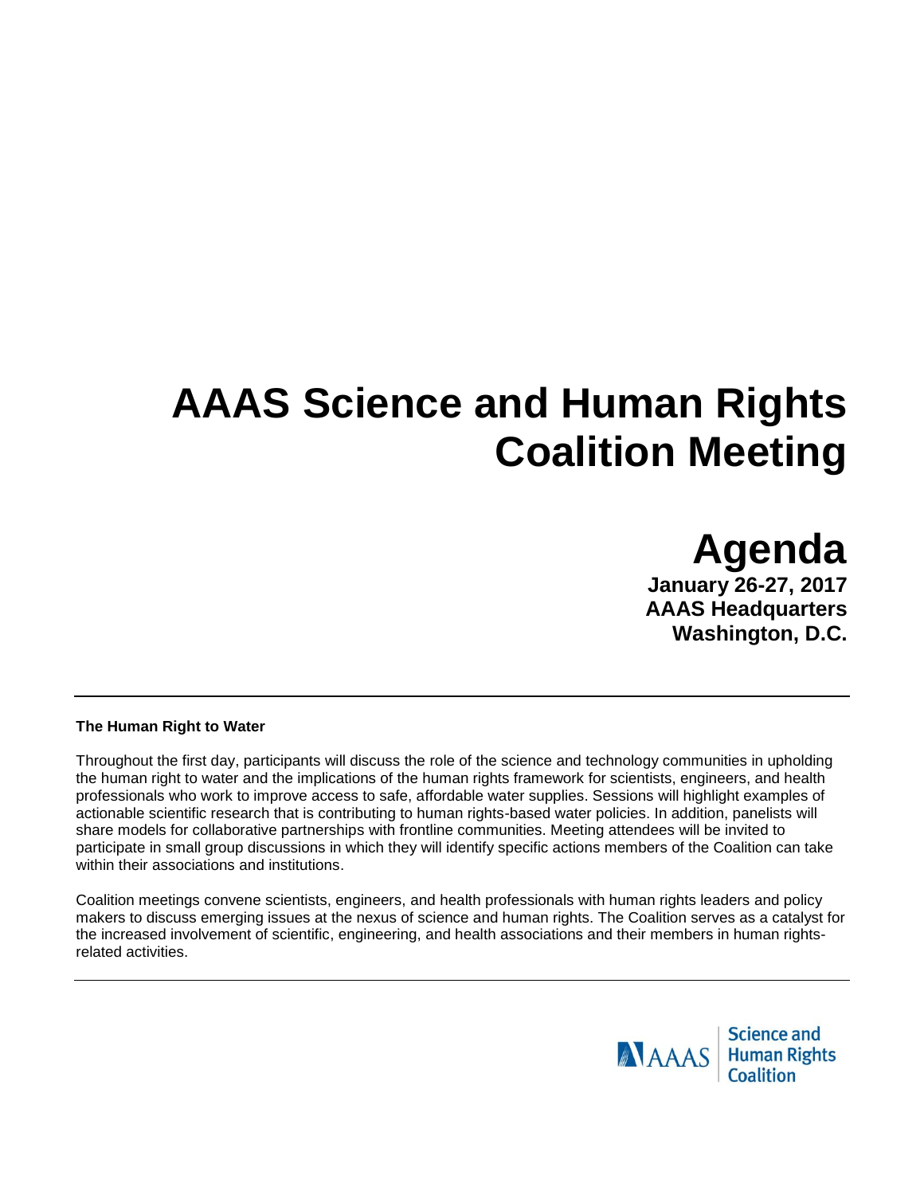# AAAS Science and Human Rights Coalition Meeting

## Agenda

**January 26-27, 2017**
**AAAS Headquarters**
**Washington, D.C.**

---

**The Human Right to Water**

Throughout the first day, participants will discuss the role of the science and technology communities in upholding the human right to water and the implications of the human rights framework for scientists, engineers, and health professionals who work to improve access to safe, affordable water supplies. Sessions will highlight examples of actionable scientific research that is contributing to human rights-based water policies. In addition, panelists will share models for collaborative partnerships with frontline communities. Meeting attendees will be invited to participate in small group discussions in which they will identify specific actions members of the Coalition can take within their associations and institutions.

Coalition meetings convene scientists, engineers, and health professionals with human rights leaders and policy makers to discuss emerging issues at the nexus of science and human rights. The Coalition serves as a catalyst for the increased involvement of scientific, engineering, and health associations and their members in human rights-related activities.

---

AAAS | Science and Human Rights Coalition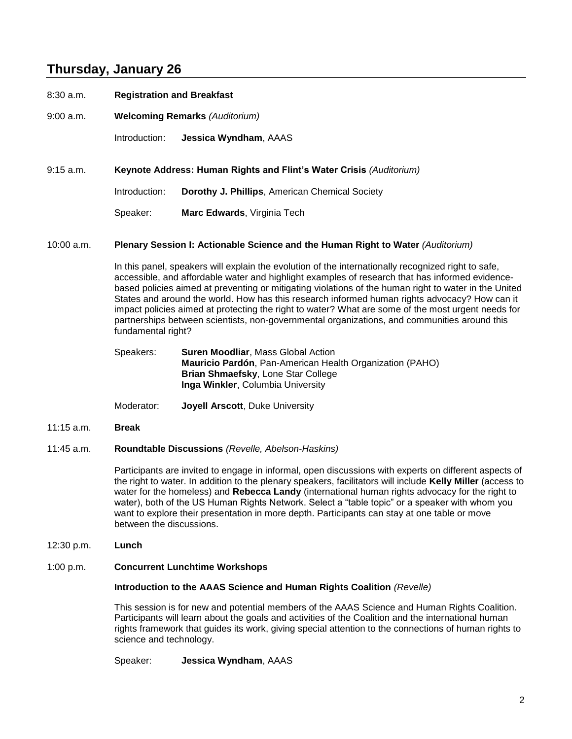## Thursday, January 26

8:30 a.m. **Registration and Breakfast**

9:00 a.m. **Welcoming Remarks** *(Auditorium)*

Introduction: **Jessica Wyndham**, AAAS

9:15 a.m. **Keynote Address: Human Rights and Flint's Water Crisis** *(Auditorium)*

Introduction: **Dorothy J. Phillips**, American Chemical Society

Speaker: **Marc Edwards**, Virginia Tech

10:00 a.m. **Plenary Session I: Actionable Science and the Human Right to Water** *(Auditorium)*

In this panel, speakers will explain the evolution of the internationally recognized right to safe, accessible, and affordable water and highlight examples of research that has informed evidence-based policies aimed at preventing or mitigating violations of the human right to water in the United States and around the world. How has this research informed human rights advocacy? How can it impact policies aimed at protecting the right to water? What are some of the most urgent needs for partnerships between scientists, non-governmental organizations, and communities around this fundamental right?

Speakers: **Suren Moodliar**, Mass Global Action
**Mauricio Pardón**, Pan-American Health Organization (PAHO)
**Brian Shmaefsky**, Lone Star College
**Inga Winkler**, Columbia University

Moderator: **Joyell Arscott**, Duke University

11:15 a.m. **Break**

11:45 a.m. **Roundtable Discussions** *(Revelle, Abelson-Haskins)*

Participants are invited to engage in informal, open discussions with experts on different aspects of the right to water. In addition to the plenary speakers, facilitators will include **Kelly Miller** (access to water for the homeless) and **Rebecca Landy** (international human rights advocacy for the right to water), both of the US Human Rights Network. Select a "table topic" or a speaker with whom you want to explore their presentation in more depth. Participants can stay at one table or move between the discussions.

12:30 p.m. **Lunch**

1:00 p.m. **Concurrent Lunchtime Workshops**

**Introduction to the AAAS Science and Human Rights Coalition** *(Revelle)*

This session is for new and potential members of the AAAS Science and Human Rights Coalition. Participants will learn about the goals and activities of the Coalition and the international human rights framework that guides its work, giving special attention to the connections of human rights to science and technology.

Speaker: **Jessica Wyndham**, AAAS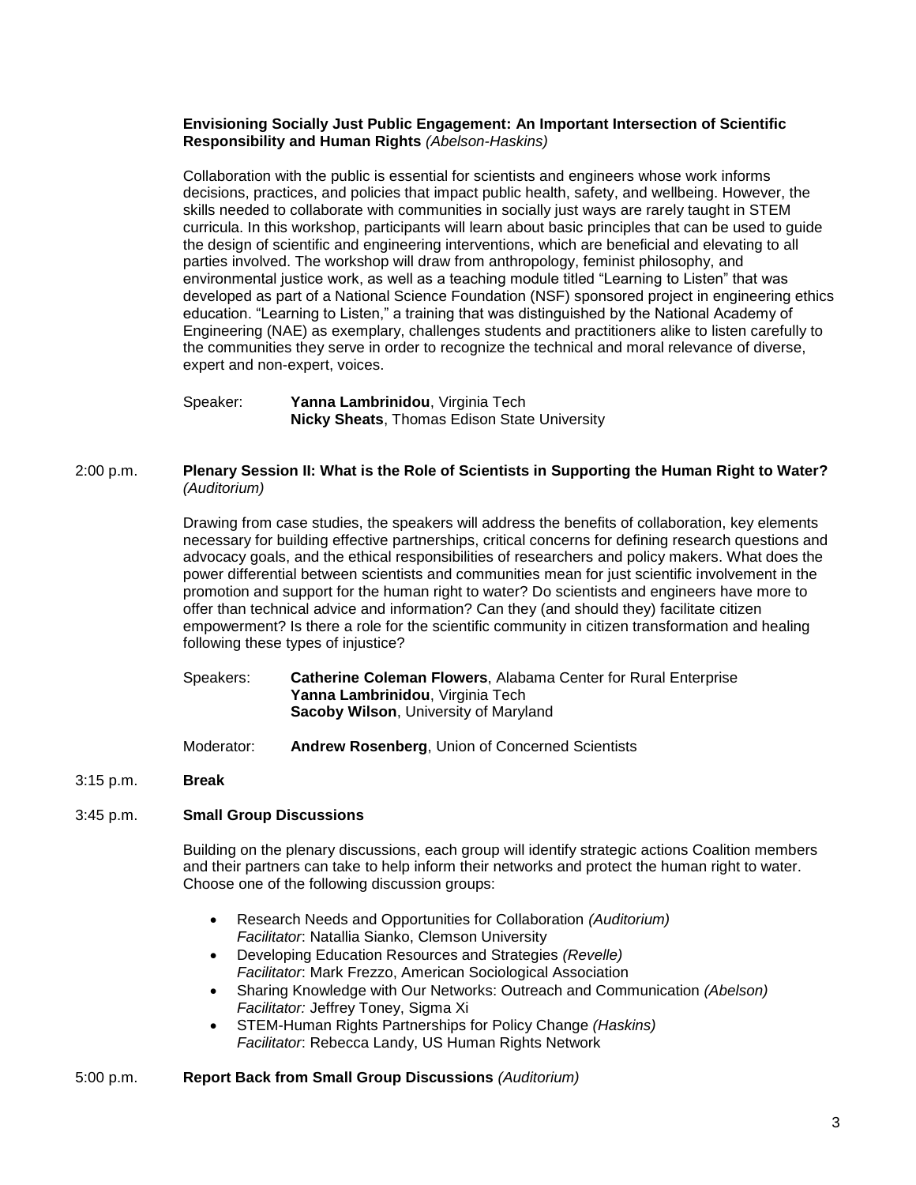**Envisioning Socially Just Public Engagement: An Important Intersection of Scientific Responsibility and Human Rights** *(Abelson-Haskins)*

Collaboration with the public is essential for scientists and engineers whose work informs decisions, practices, and policies that impact public health, safety, and wellbeing. However, the skills needed to collaborate with communities in socially just ways are rarely taught in STEM curricula. In this workshop, participants will learn about basic principles that can be used to guide the design of scientific and engineering interventions, which are beneficial and elevating to all parties involved. The workshop will draw from anthropology, feminist philosophy, and environmental justice work, as well as a teaching module titled "Learning to Listen" that was developed as part of a National Science Foundation (NSF) sponsored project in engineering ethics education. "Learning to Listen," a training that was distinguished by the National Academy of Engineering (NAE) as exemplary, challenges students and practitioners alike to listen carefully to the communities they serve in order to recognize the technical and moral relevance of diverse, expert and non-expert, voices.

Speaker: **Yanna Lambrinidou**, Virginia Tech
**Nicky Sheats**, Thomas Edison State University

2:00 p.m. **Plenary Session II: What is the Role of Scientists in Supporting the Human Right to Water?** *(Auditorium)*

Drawing from case studies, the speakers will address the benefits of collaboration, key elements necessary for building effective partnerships, critical concerns for defining research questions and advocacy goals, and the ethical responsibilities of researchers and policy makers. What does the power differential between scientists and communities mean for just scientific involvement in the promotion and support for the human right to water? Do scientists and engineers have more to offer than technical advice and information? Can they (and should they) facilitate citizen empowerment? Is there a role for the scientific community in citizen transformation and healing following these types of injustice?

Speakers: **Catherine Coleman Flowers**, Alabama Center for Rural Enterprise
**Yanna Lambrinidou**, Virginia Tech
**Sacoby Wilson**, University of Maryland

Moderator: **Andrew Rosenberg**, Union of Concerned Scientists

3:15 p.m. **Break**

3:45 p.m. **Small Group Discussions**

Building on the plenary discussions, each group will identify strategic actions Coalition members and their partners can take to help inform their networks and protect the human right to water. Choose one of the following discussion groups:

- Research Needs and Opportunities for Collaboration *(Auditorium)*
  *Facilitator*: Natallia Sianko, Clemson University
- Developing Education Resources and Strategies *(Revelle)*
  *Facilitator*: Mark Frezzo, American Sociological Association
- Sharing Knowledge with Our Networks: Outreach and Communication *(Abelson)*
  *Facilitator:* Jeffrey Toney, Sigma Xi
- STEM-Human Rights Partnerships for Policy Change *(Haskins)*
  *Facilitator*: Rebecca Landy, US Human Rights Network

5:00 p.m. **Report Back from Small Group Discussions** *(Auditorium)*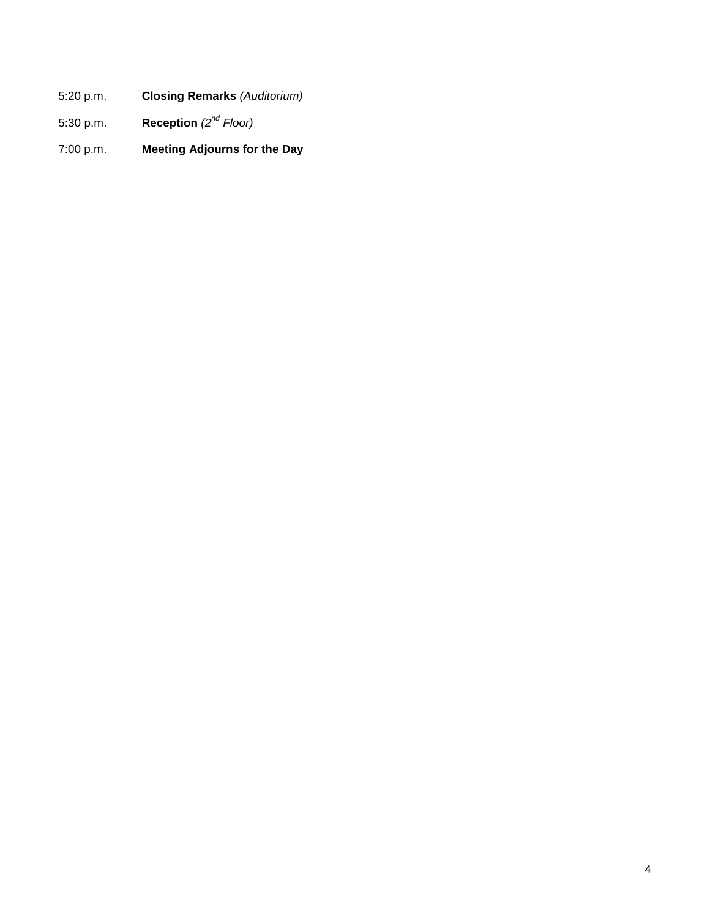5:20 p.m. **Closing Remarks** *(Auditorium)*

5:30 p.m. **Reception** *(2nd Floor)*

7:00 p.m. **Meeting Adjourns for the Day**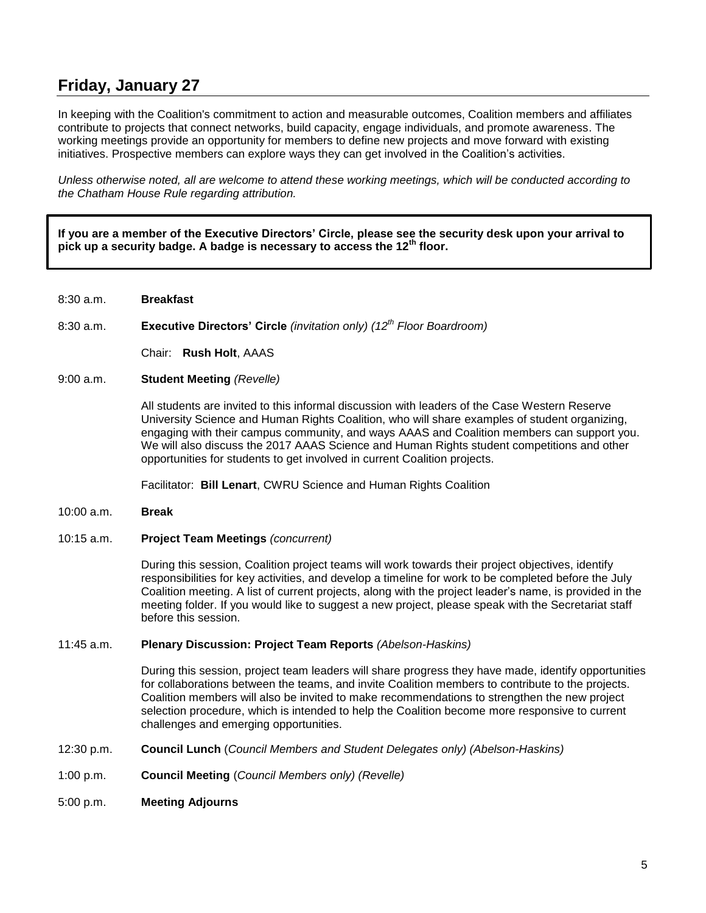## Friday, January 27

In keeping with the Coalition's commitment to action and measurable outcomes, Coalition members and affiliates contribute to projects that connect networks, build capacity, engage individuals, and promote awareness. The working meetings provide an opportunity for members to define new projects and move forward with existing initiatives. Prospective members can explore ways they can get involved in the Coalition's activities.

*Unless otherwise noted, all are welcome to attend these working meetings, which will be conducted according to the Chatham House Rule regarding attribution.*

**If you are a member of the Executive Directors' Circle, please see the security desk upon your arrival to pick up a security badge. A badge is necessary to access the 12th floor.**

8:30 a.m. **Breakfast**

8:30 a.m. **Executive Directors' Circle** *(invitation only) (12th Floor Boardroom)*

Chair: **Rush Holt**, AAAS

9:00 a.m. **Student Meeting** *(Revelle)*

All students are invited to this informal discussion with leaders of the Case Western Reserve University Science and Human Rights Coalition, who will share examples of student organizing, engaging with their campus community, and ways AAAS and Coalition members can support you. We will also discuss the 2017 AAAS Science and Human Rights student competitions and other opportunities for students to get involved in current Coalition projects.

Facilitator: **Bill Lenart**, CWRU Science and Human Rights Coalition

10:00 a.m. **Break**

10:15 a.m. **Project Team Meetings** *(concurrent)*

During this session, Coalition project teams will work towards their project objectives, identify responsibilities for key activities, and develop a timeline for work to be completed before the July Coalition meeting. A list of current projects, along with the project leader's name, is provided in the meeting folder. If you would like to suggest a new project, please speak with the Secretariat staff before this session.

11:45 a.m. **Plenary Discussion: Project Team Reports** *(Abelson-Haskins)*

During this session, project team leaders will share progress they have made, identify opportunities for collaborations between the teams, and invite Coalition members to contribute to the projects. Coalition members will also be invited to make recommendations to strengthen the new project selection procedure, which is intended to help the Coalition become more responsive to current challenges and emerging opportunities.

12:30 p.m. **Council Lunch** (*Council Members and Student Delegates only) (Abelson-Haskins)*

1:00 p.m. **Council Meeting** (*Council Members only) (Revelle)*

5:00 p.m. **Meeting Adjourns**